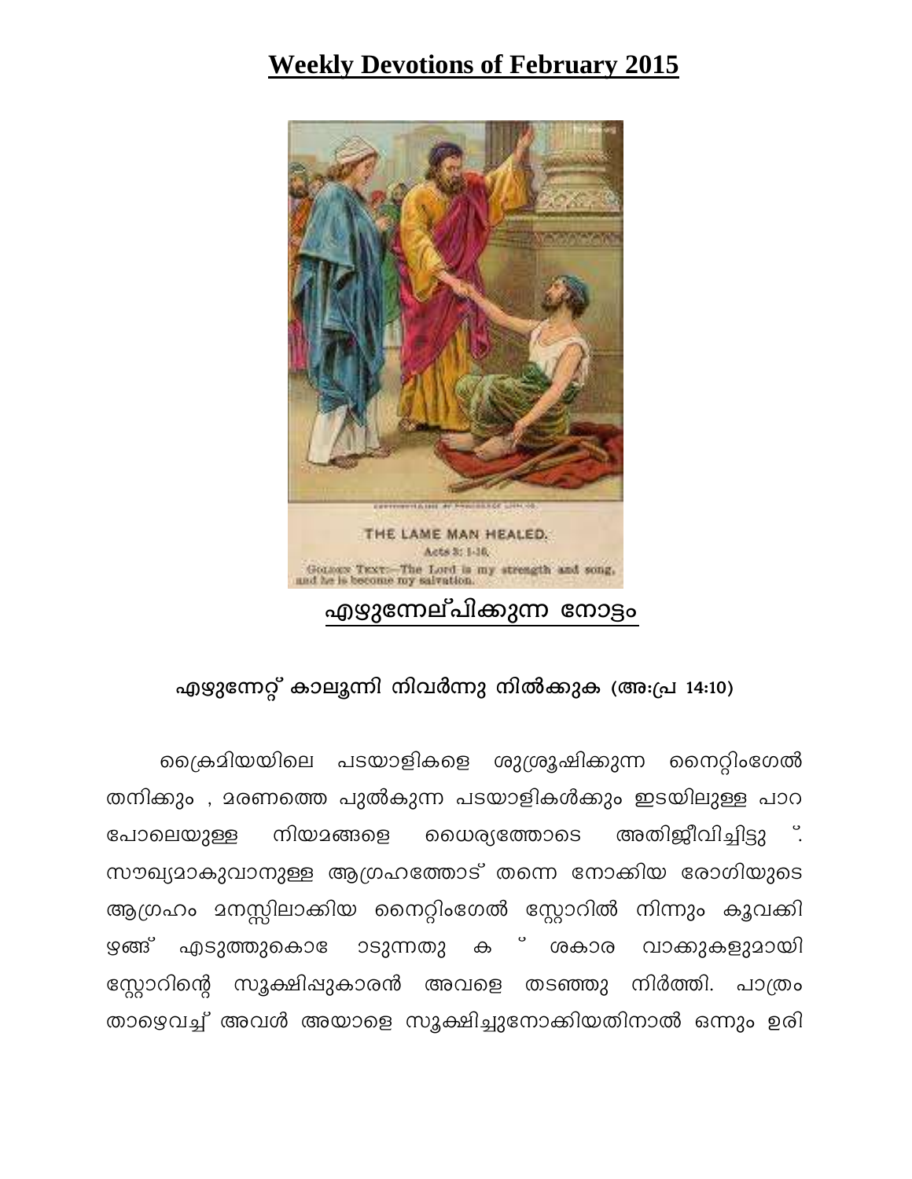# Weekly Devotions of February 2015

THE LAME MAN HEALED.
Acts 3: 1-16.
Golden Text:—The Lord is my strength and song, and he is become my salvation.

## എഴുന്നേല്പിക്കുന്ന നോട്ടം

**എഴുന്നേറ്റ് കാലൂന്നി നിവർന്നു നിൽക്കുക (അ:പ്ര 14:10)**

ക്രൈമിയയിലെ പടയാളികളെ ശുശ്രൂഷിക്കുന്ന നൈറ്റിംഗേൽ തനിക്കും , മരണത്തെ പുൽകുന്ന പടയാളികൾക്കും ഇടയിലുള്ള പാറ പോലെയുള്ള നിയമങ്ങളെ ധൈര്യത്തോടെ അതിജീവിച്ചിട്ടു ്. സൗഖ്യമാകുവാനുള്ള ആഗ്രഹത്തോട് തന്നെ നോക്കിയ രോഗിയുടെ ആഗ്രഹം മനസ്സിലാക്കിയ നൈറ്റിംഗേൽ സ്റ്റോറിൽ നിന്നും കൂവക്കിഴങ്ങ് എടുത്തുകൊ ോടുന്നതു ക ് ശകാര വാക്കുകളുമായി സ്റ്റോറിന്റെ സൂക്ഷിപ്പുകാരൻ അവളെ തടഞ്ഞു നിർത്തി. പാത്രം താഴെവച്ച് അവൾ അയാളെ സൂക്ഷിച്ചുനോക്കിയതിനാൽ ഒന്നും ഉരി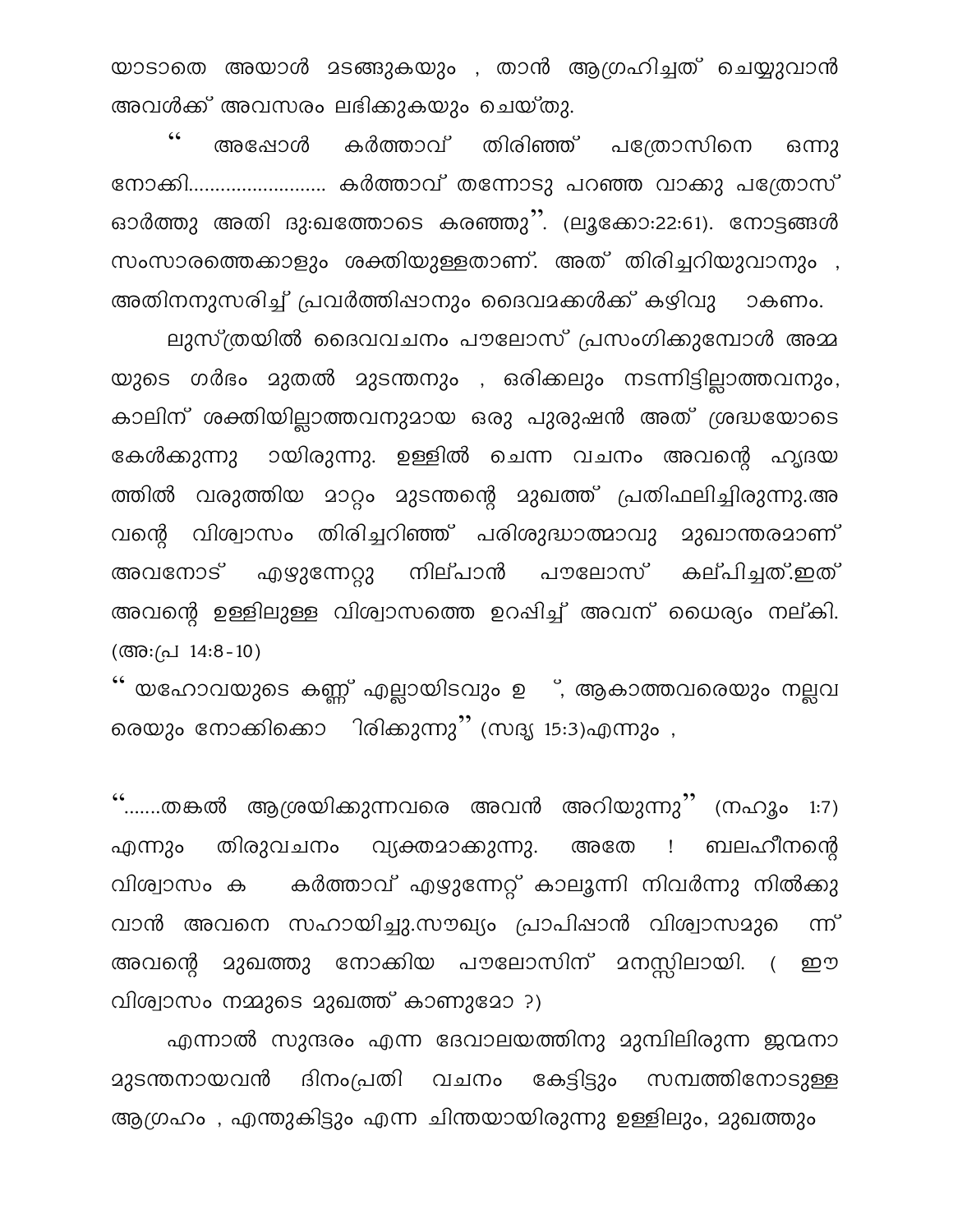യാടാതെ അയാൾ മടങ്ങുകയും , താൻ ആഗ്രഹിച്ചത് ചെയ്യുവാൻ അവൾക്ക് അവസരം ലഭിക്കുകയും ചെയ്തു.

" അപ്പോൾ കർത്താവ് തിരിഞ്ഞ് പത്രോസിനെ ഒന്നു നോക്കി......................... കർത്താവ് തന്നോടു പറഞ്ഞ വാക്കു പത്രോസ് ഓർത്തു അതി ദു:ഖത്തോടെ കരഞ്ഞു". (ലൂക്കോ:22:61). നോട്ടങ്ങൾ സംസാരത്തെക്കാളും ശക്തിയുള്ളതാണ്. അത് തിരിച്ചറിയുവാനും , അതിനനുസരിച്ച് പ്രവർത്തിപ്പാനും ദൈവമക്കൾക്ക് കഴിവു ാകണം.

ലുസ്ത്രയിൽ ദൈവവചനം പൗലോസ് പ്രസംഗിക്കുമ്പോൾ അമ്മ യുടെ ഗർഭം മുതൽ മുടന്തനും , ഒരിക്കലും നടന്നിട്ടില്ലാത്തവനും, കാലിന് ശക്തിയില്ലാത്തവനുമായ ഒരു പുരുഷൻ അത് ശ്രദ്ധയോടെ കേൾക്കുന്നു ായിരുന്നു. ഉള്ളിൽ ചെന്ന വചനം അവന്റെ ഹൃദയ ത്തിൽ വരുത്തിയ മാറ്റം മുടന്തന്റെ മുഖത്ത് പ്രതിഫലിച്ചിരുന്നു.അ വന്റെ വിശ്വാസം തിരിച്ചറിഞ്ഞ് പരിശുദ്ധാത്മാവു മുഖാന്തരമാണ് അവനോട് എഴുന്നേറ്റു നില്പാൻ പൗലോസ് കല്പിച്ചത്.ഇത് അവന്റെ ഉള്ളിലുള്ള വിശ്വാസത്തെ ഉറപ്പിച്ച് അവന് ധൈര്യം നല്കി. (അ:പ്ര 14:8-10)

" യഹോവയുടെ കണ്ണ് എല്ലായിടവും ഉ ്, ആകാത്തവരെയും നല്ലവ രെയും നോക്കിക്കൊ ിരിക്കുന്നു" (സദൃ 15:3)എന്നും ,

".......തങ്കൽ ആശ്രയിക്കുന്നവരെ അവൻ അറിയുന്നു" (നഹൂം 1:7) എന്നും തിരുവചനം വ്യക്തമാക്കുന്നു. അതേ ! ബലഹീനന്റെ വിശ്വാസം ക കർത്താവ് എഴുന്നേറ്റ് കാലൂന്നി നിവർന്നു നിൽക്കു വാൻ അവനെ സഹായിച്ചു.സൗഖ്യം പ്രാപിപ്പാൻ വിശ്വാസമുെ ന്ന് അവന്റെ മുഖത്തു നോക്കിയ പൗലോസിന് മനസ്സിലായി. ( ഈ വിശ്വാസം നമ്മുടെ മുഖത്ത് കാണുമോ ?)

എന്നാൽ സുന്ദരം എന്ന ദേവാലയത്തിനു മുമ്പിലിരുന്ന ജന്മനാ മുടന്തനായവൻ ദിനംപ്രതി വചനം കേട്ടിട്ടും സമ്പത്തിനോടുള്ള ആഗ്രഹം , എന്തുകിട്ടും എന്ന ചിന്തയായിരുന്നു ഉള്ളിലും, മുഖത്തും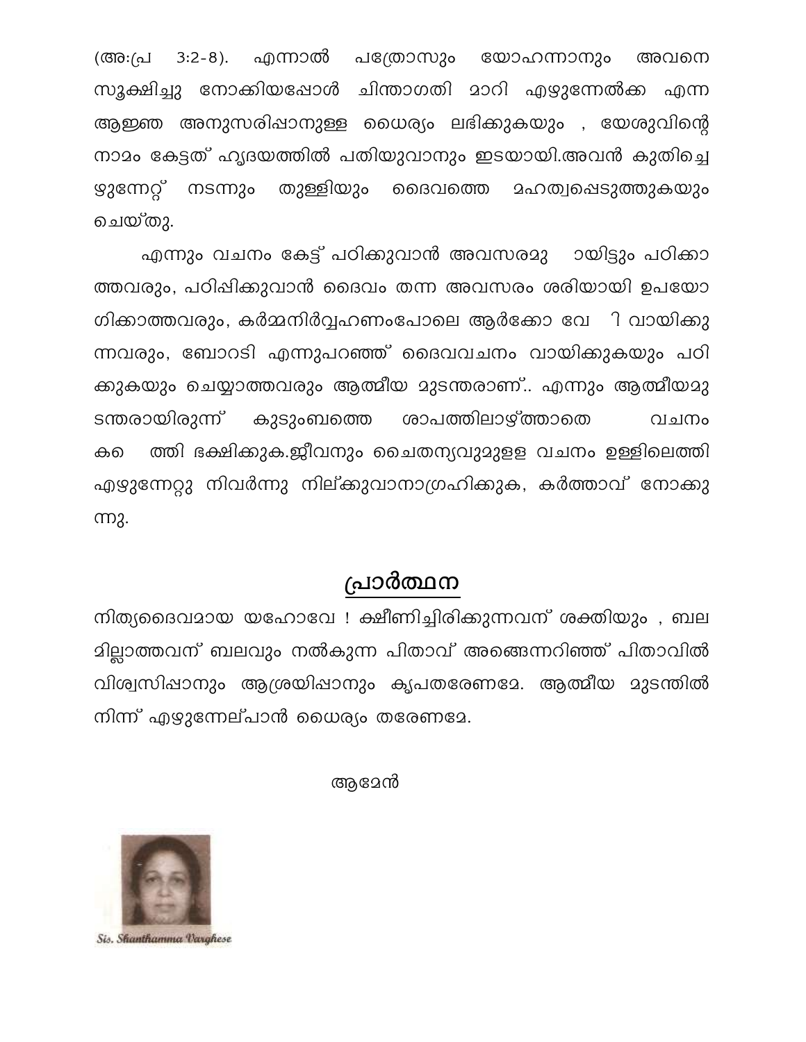(അ:പ്ര 3:2-8). എന്നാൽ പത്രോസും യോഹന്നാനും അവനെ സൂക്ഷിച്ചു നോക്കിയപ്പോൾ ചിന്താഗതി മാറി എഴുന്നേൽക്ക എന്ന ആജ്ഞ അനുസരിപ്പാനുള്ള ധൈര്യം ലഭിക്കുകയും , യേശുവിന്റെ നാമം കേട്ടത് ഹൃദയത്തിൽ പതിയുവാനും ഇടയായി.അവൻ കുതിച്ചെഴുന്നേറ്റ് നടന്നും തുള്ളിയും ദൈവത്തെ മഹത്വപ്പെടുത്തുകയും ചെയ്തു.

എന്നും വചനം കേട്ട് പഠിക്കുവാൻ അവസരമു ായിട്ടും പഠിക്കാത്തവരും, പഠിപ്പിക്കുവാൻ ദൈവം തന്ന അവസരം ശരിയായി ഉപയോഗിക്കാത്തവരും, കർമ്മനിർവ്വഹണംപോലെ ആർക്കോ വേ ി വായിക്കുന്നവരും, ബോറടി എന്നുപറഞ്ഞ് ദൈവവചനം വായിക്കുകയും പഠിക്കുകയും ചെയ്യാത്തവരും ആത്മീയ മുടന്തരാണ്.. എന്നും ആത്മീയമുടന്തരായിരുന്ന് കുടുംബത്തെ ശാപത്തിലാഴ്ത്താതെ വചനം ക ത്തി ഭക്ഷിക്കുക.ജീവനും ചൈതന്യവുമുള്ള വചനം ഉള്ളിലെത്തി എഴുന്നേറ്റു നിവർന്നു നില്ക്കുവാനാഗ്രഹിക്കുക, കർത്താവ് നോക്കുന്നു.

## പ്രാർത്ഥന

നിത്യദൈവമായ യഹോവേ ! ക്ഷീണിച്ചിരിക്കുന്നവന് ശക്തിയും , ബലമില്ലാത്തവന് ബലവും നൽകുന്ന പിതാവ് അങ്ങെന്നറിഞ്ഞ് പിതാവിൽ വിശ്വസിപ്പാനും ആശ്രയിപ്പാനും കൃപതരേണമേ. ആത്മീയ മുടന്തിൽ നിന്ന് എഴുന്നേല്പാൻ ധൈര്യം തരേണമേ.

ആമേൻ

Sis. Shanthamma Varghese